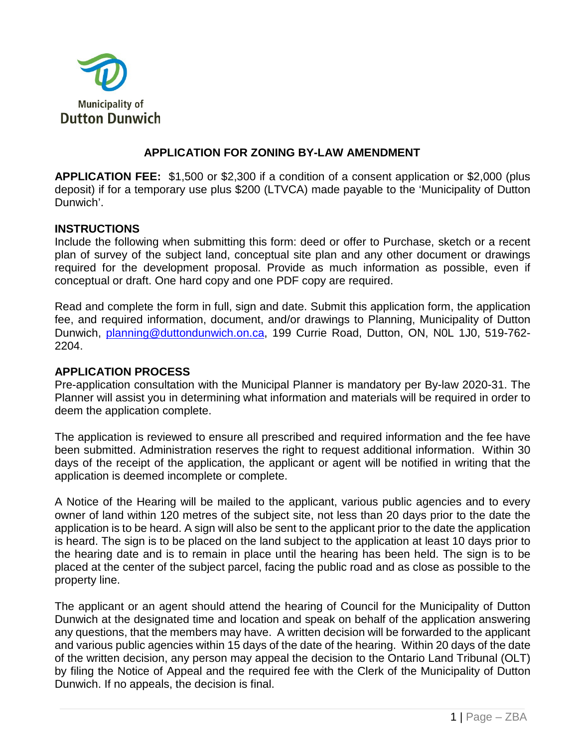Municipality of
Dutton Dunwich

# APPLICATION FOR ZONING BY-LAW AMENDMENT

**APPLICATION FEE:** $1,500 or $2,300 if a condition of a consent application or $2,000 (plus deposit) if for a temporary use plus $200 (LTVCA) made payable to the 'Municipality of Dutton Dunwich'.

## INSTRUCTIONS

Include the following when submitting this form: deed or offer to Purchase, sketch or a recent plan of survey of the subject land, conceptual site plan and any other document or drawings required for the development proposal. Provide as much information as possible, even if conceptual or draft. One hard copy and one PDF copy are required.

Read and complete the form in full, sign and date. Submit this application form, the application fee, and required information, document, and/or drawings to Planning, Municipality of Dutton Dunwich, planning@duttondunwich.on.ca, 199 Currie Road, Dutton, ON, N0L 1J0, 519-762-2204.

## APPLICATION PROCESS

Pre-application consultation with the Municipal Planner is mandatory per By-law 2020-31. The Planner will assist you in determining what information and materials will be required in order to deem the application complete.

The application is reviewed to ensure all prescribed and required information and the fee have been submitted. Administration reserves the right to request additional information. Within 30 days of the receipt of the application, the applicant or agent will be notified in writing that the application is deemed incomplete or complete.

A Notice of the Hearing will be mailed to the applicant, various public agencies and to every owner of land within 120 metres of the subject site, not less than 20 days prior to the date the application is to be heard. A sign will also be sent to the applicant prior to the date the application is heard. The sign is to be placed on the land subject to the application at least 10 days prior to the hearing date and is to remain in place until the hearing has been held. The sign is to be placed at the center of the subject parcel, facing the public road and as close as possible to the property line.

The applicant or an agent should attend the hearing of Council for the Municipality of Dutton Dunwich at the designated time and location and speak on behalf of the application answering any questions, that the members may have. A written decision will be forwarded to the applicant and various public agencies within 15 days of the date of the hearing. Within 20 days of the date of the written decision, any person may appeal the decision to the Ontario Land Tribunal (OLT) by filing the Notice of Appeal and the required fee with the Clerk of the Municipality of Dutton Dunwich. If no appeals, the decision is final.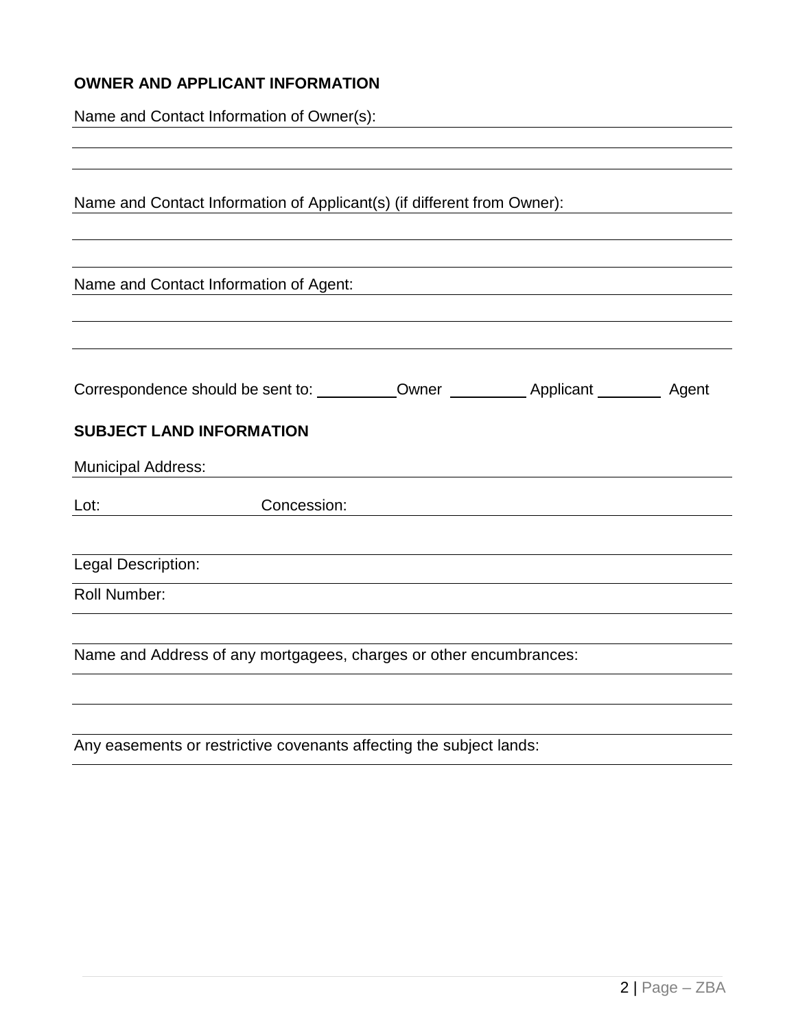**OWNER AND APPLICANT INFORMATION**

Name and Contact Information of Owner(s): \_\_\_\_\_\_\_\_\_\_\_\_\_\_\_\_\_\_\_\_\_\_\_\_\_\_\_\_\_\_\_\_\_\_\_\_

Name and Contact Information of Applicant(s) (if different from Owner): \_\_\_\_\_\_\_\_\_\_\_\_\_\_\_\_\_\_\_\_

Name and Contact Information of Agent: \_\_\_\_\_\_\_\_\_\_\_\_\_\_\_\_\_\_\_\_\_\_\_\_\_\_\_\_\_\_\_\_\_\_\_\_

Correspondence should be sent to: \_\_\_\_\_\_\_\_\_\_ Owner \_\_\_\_\_\_\_\_\_\_ Applicant \_\_\_\_\_\_\_\_\_ Agent

**SUBJECT LAND INFORMATION**

Municipal Address: \_\_\_\_\_\_\_\_\_\_\_\_\_\_\_\_\_\_\_\_\_\_\_\_\_\_\_\_\_\_\_\_\_\_\_\_

Lot: \_\_\_\_\_\_\_\_\_\_\_\_ Concession: \_\_\_\_\_\_\_\_\_\_\_\_\_\_\_\_\_\_\_\_\_\_\_\_\_\_\_\_\_\_\_\_\_\_\_\_

Legal Description: \_\_\_\_\_\_\_\_\_\_\_\_\_\_\_\_\_\_\_\_\_\_\_\_\_\_\_\_\_\_\_\_\_\_\_\_

Roll Number: \_\_\_\_\_\_\_\_\_\_\_\_\_\_\_\_\_\_\_\_\_\_\_\_\_\_\_\_\_\_\_\_\_\_\_\_

Name and Address of any mortgagees, charges or other encumbrances: \_\_\_\_\_\_\_\_\_\_\_\_\_\_\_\_\_\_\_\_

Any easements or restrictive covenants affecting the subject lands: \_\_\_\_\_\_\_\_\_\_\_\_\_\_\_\_\_\_\_\_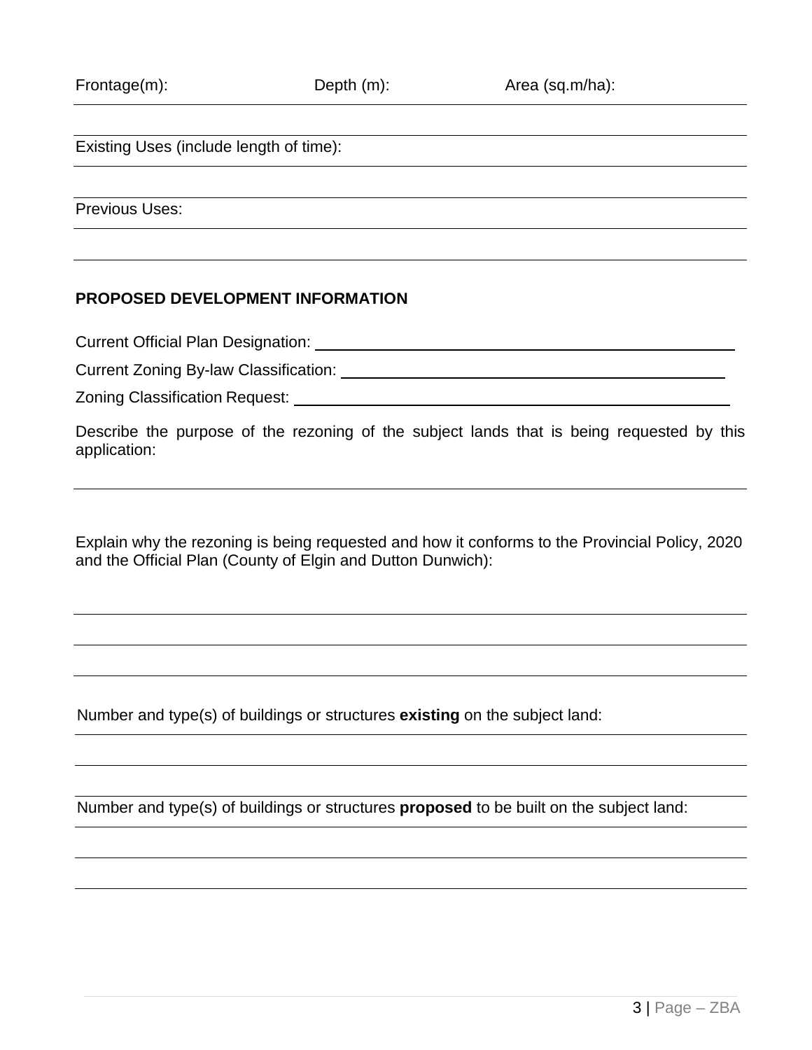Frontage(m): Depth (m): Area (sq.m/ha):

Existing Uses (include length of time):

Previous Uses:

## PROPOSED DEVELOPMENT INFORMATION

Current Official Plan Designation: \_\_\_\_\_\_\_\_\_\_\_\_\_\_\_\_\_\_\_\_\_\_\_\_\_\_\_\_\_\_\_\_\_\_\_\_\_\_\_\_

Current Zoning By-law Classification: \_\_\_\_\_\_\_\_\_\_\_\_\_\_\_\_\_\_\_\_\_\_\_\_\_\_\_\_\_\_\_\_\_\_\_\_\_\_\_\_

Zoning Classification Request: \_\_\_\_\_\_\_\_\_\_\_\_\_\_\_\_\_\_\_\_\_\_\_\_\_\_\_\_\_\_\_\_\_\_\_\_\_\_\_\_

Describe the purpose of the rezoning of the subject lands that is being requested by this application:

Explain why the rezoning is being requested and how it conforms to the Provincial Policy, 2020 and the Official Plan (County of Elgin and Dutton Dunwich):

Number and type(s) of buildings or structures **existing** on the subject land:

Number and type(s) of buildings or structures **proposed** to be built on the subject land: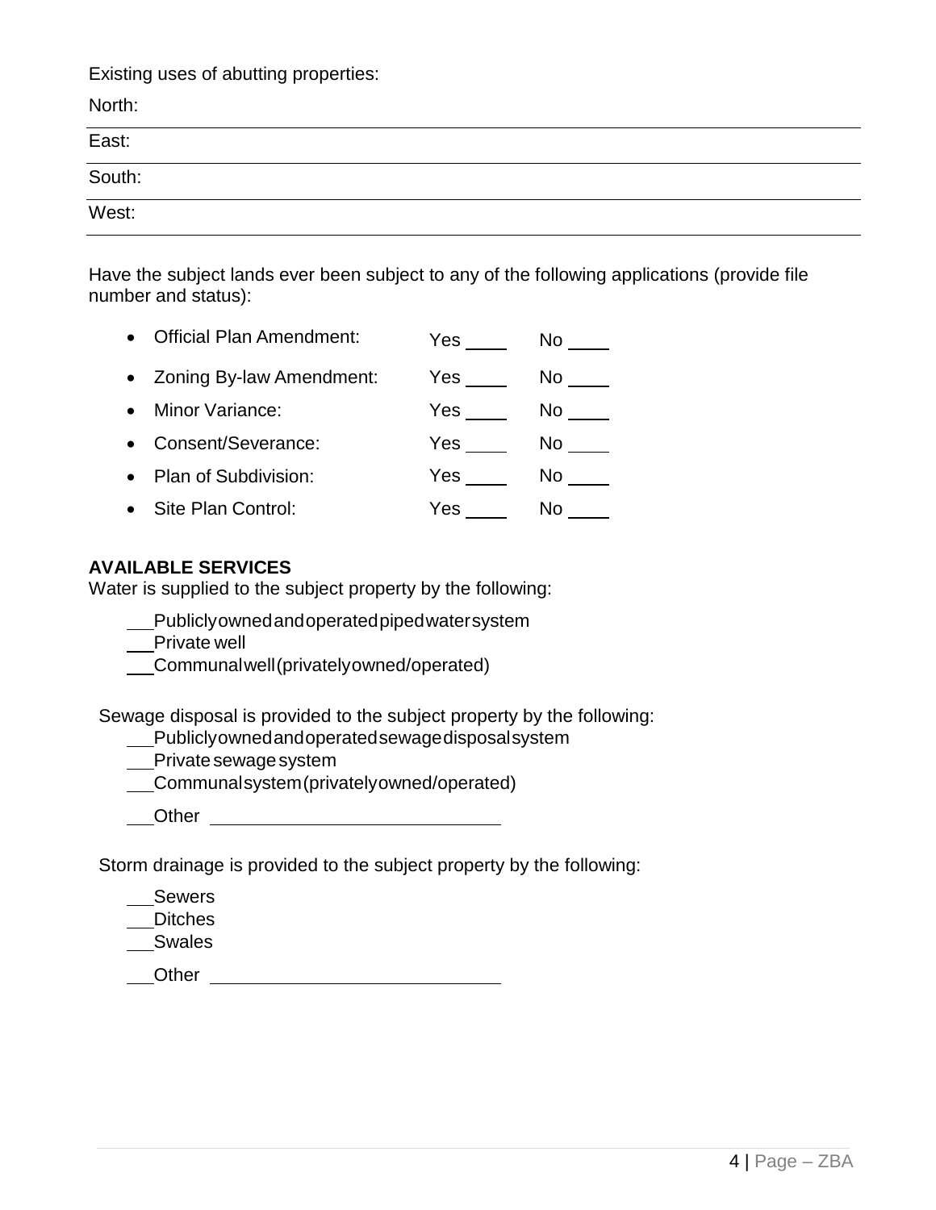Existing uses of abutting properties:

North: ____________________

East: ____________________

South: ____________________

West: ____________________

Have the subject lands ever been subject to any of the following applications (provide file number and status):

- Official Plan Amendment: Yes ____ No ____
- Zoning By-law Amendment: Yes ____ No ____
- Minor Variance: Yes ____ No ____
- Consent/Severance: Yes ____ No ____
- Plan of Subdivision: Yes ____ No ____
- Site Plan Control: Yes ____ No ____

**AVAILABLE SERVICES**

Water is supplied to the subject property by the following:

___ Publicly owned and operated piped water system
___ Private well
___ Communal well (privately owned/operated)

Sewage disposal is provided to the subject property by the following:

___ Publicly owned and operated sewage disposal system
___ Private sewage system
___ Communal system (privately owned/operated)
___ Other ____________________

Storm drainage is provided to the subject property by the following:

___ Sewers
___ Ditches
___ Swales
___ Other ____________________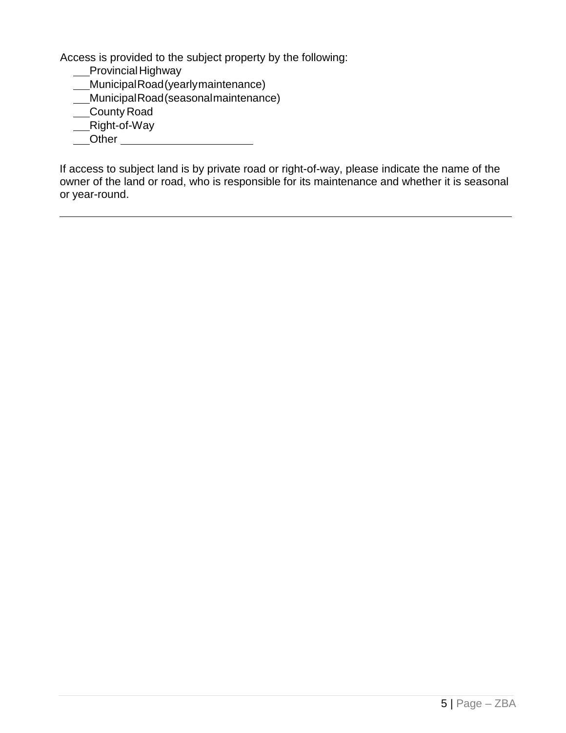Access is provided to the subject property by the following:

- ___Provincial Highway
- ___Municipal Road (yearly maintenance)
- ___Municipal Road (seasonal maintenance)
- ___County Road
- ___Right-of-Way
- ___Other ____________________

If access to subject land is by private road or right-of-way, please indicate the name of the owner of the land or road, who is responsible for its maintenance and whether it is seasonal or year-round.

______________________________________________________________________________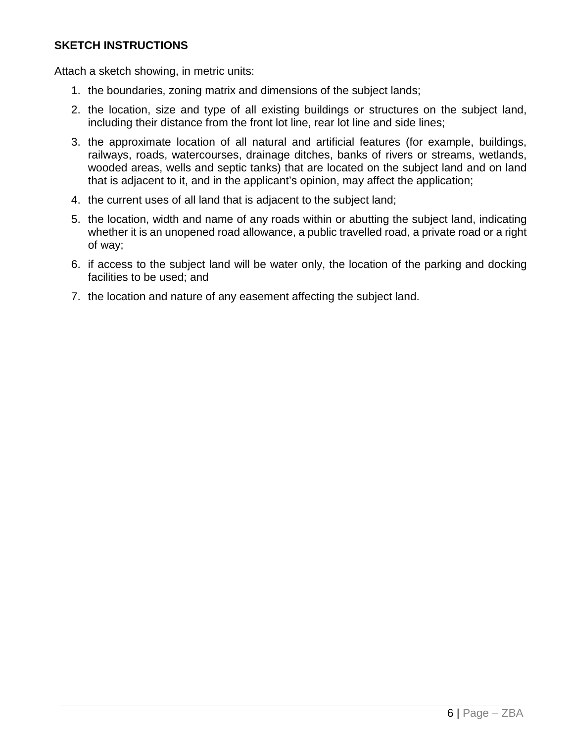**SKETCH INSTRUCTIONS**

Attach a sketch showing, in metric units:

1. the boundaries, zoning matrix and dimensions of the subject lands;
2. the location, size and type of all existing buildings or structures on the subject land, including their distance from the front lot line, rear lot line and side lines;
3. the approximate location of all natural and artificial features (for example, buildings, railways, roads, watercourses, drainage ditches, banks of rivers or streams, wetlands, wooded areas, wells and septic tanks) that are located on the subject land and on land that is adjacent to it, and in the applicant's opinion, may affect the application;
4. the current uses of all land that is adjacent to the subject land;
5. the location, width and name of any roads within or abutting the subject land, indicating whether it is an unopened road allowance, a public travelled road, a private road or a right of way;
6. if access to the subject land will be water only, the location of the parking and docking facilities to be used; and
7. the location and nature of any easement affecting the subject land.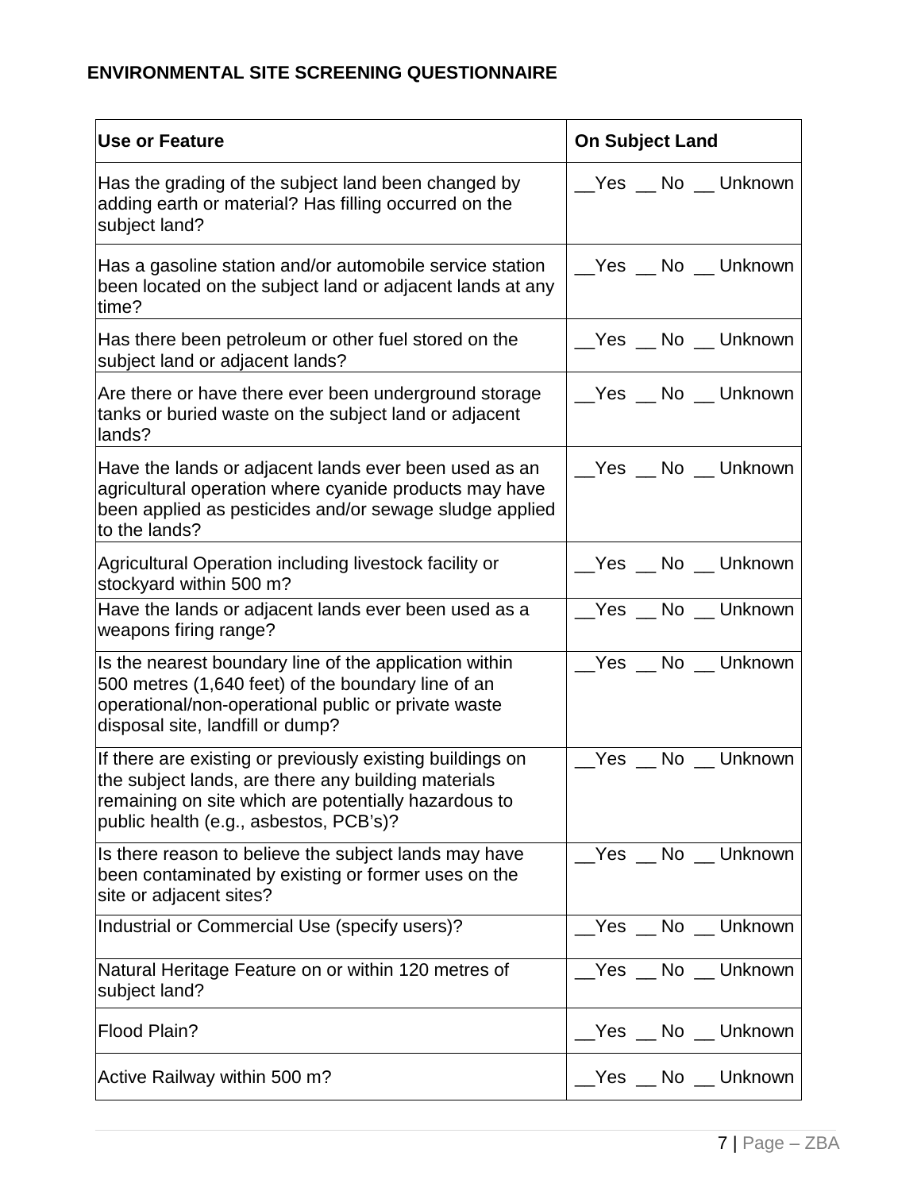**ENVIRONMENTAL SITE SCREENING QUESTIONNAIRE**

| Use or Feature | On Subject Land |
|---|---|
| Has the grading of the subject land been changed by adding earth or material? Has filling occurred on the subject land? | __Yes __ No __ Unknown |
| Has a gasoline station and/or automobile service station been located on the subject land or adjacent lands at any time? | __Yes __ No __ Unknown |
| Has there been petroleum or other fuel stored on the subject land or adjacent lands? | __Yes __ No __ Unknown |
| Are there or have there ever been underground storage tanks or buried waste on the subject land or adjacent lands? | __Yes __ No __ Unknown |
| Have the lands or adjacent lands ever been used as an agricultural operation where cyanide products may have been applied as pesticides and/or sewage sludge applied to the lands? | __Yes __ No __ Unknown |
| Agricultural Operation including livestock facility or stockyard within 500 m? | __Yes __ No __ Unknown |
| Have the lands or adjacent lands ever been used as a weapons firing range? | __Yes __ No __ Unknown |
| Is the nearest boundary line of the application within 500 metres (1,640 feet) of the boundary line of an operational/non-operational public or private waste disposal site, landfill or dump? | __Yes __ No __ Unknown |
| If there are existing or previously existing buildings on the subject lands, are there any building materials remaining on site which are potentially hazardous to public health (e.g., asbestos, PCB's)? | __Yes __ No __ Unknown |
| Is there reason to believe the subject lands may have been contaminated by existing or former uses on the site or adjacent sites? | __Yes __ No __ Unknown |
| Industrial or Commercial Use (specify users)? | __Yes __ No __ Unknown |
| Natural Heritage Feature on or within 120 metres of subject land? | __Yes __ No __ Unknown |
| Flood Plain? | __Yes __ No __ Unknown |
| Active Railway within 500 m? | __Yes __ No __ Unknown |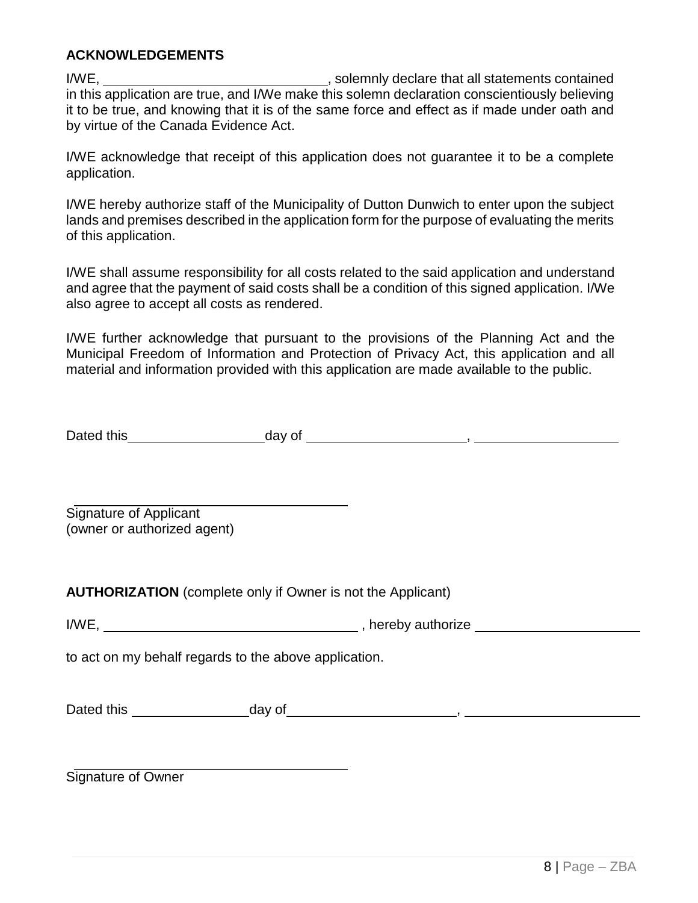**ACKNOWLEDGEMENTS**

I/WE, ______________________________, solemnly declare that all statements contained in this application are true, and I/We make this solemn declaration conscientiously believing it to be true, and knowing that it is of the same force and effect as if made under oath and by virtue of the Canada Evidence Act.

I/WE acknowledge that receipt of this application does not guarantee it to be a complete application.

I/WE hereby authorize staff of the Municipality of Dutton Dunwich to enter upon the subject lands and premises described in the application form for the purpose of evaluating the merits of this application.

I/WE shall assume responsibility for all costs related to the said application and understand and agree that the payment of said costs shall be a condition of this signed application. I/We also agree to accept all costs as rendered.

I/WE further acknowledge that pursuant to the provisions of the Planning Act and the Municipal Freedom of Information and Protection of Privacy Act, this application and all material and information provided with this application are made available to the public.

Dated this ____________________ day of ______________________, ____________________

______________________________________
Signature of Applicant
(owner or authorized agent)

**AUTHORIZATION** (complete only if Owner is not the Applicant)

I/WE, ____________________________________ , hereby authorize _______________________

to act on my behalf regards to the above application.

Dated this ________________ day of _______________________, ________________________

______________________________________
Signature of Owner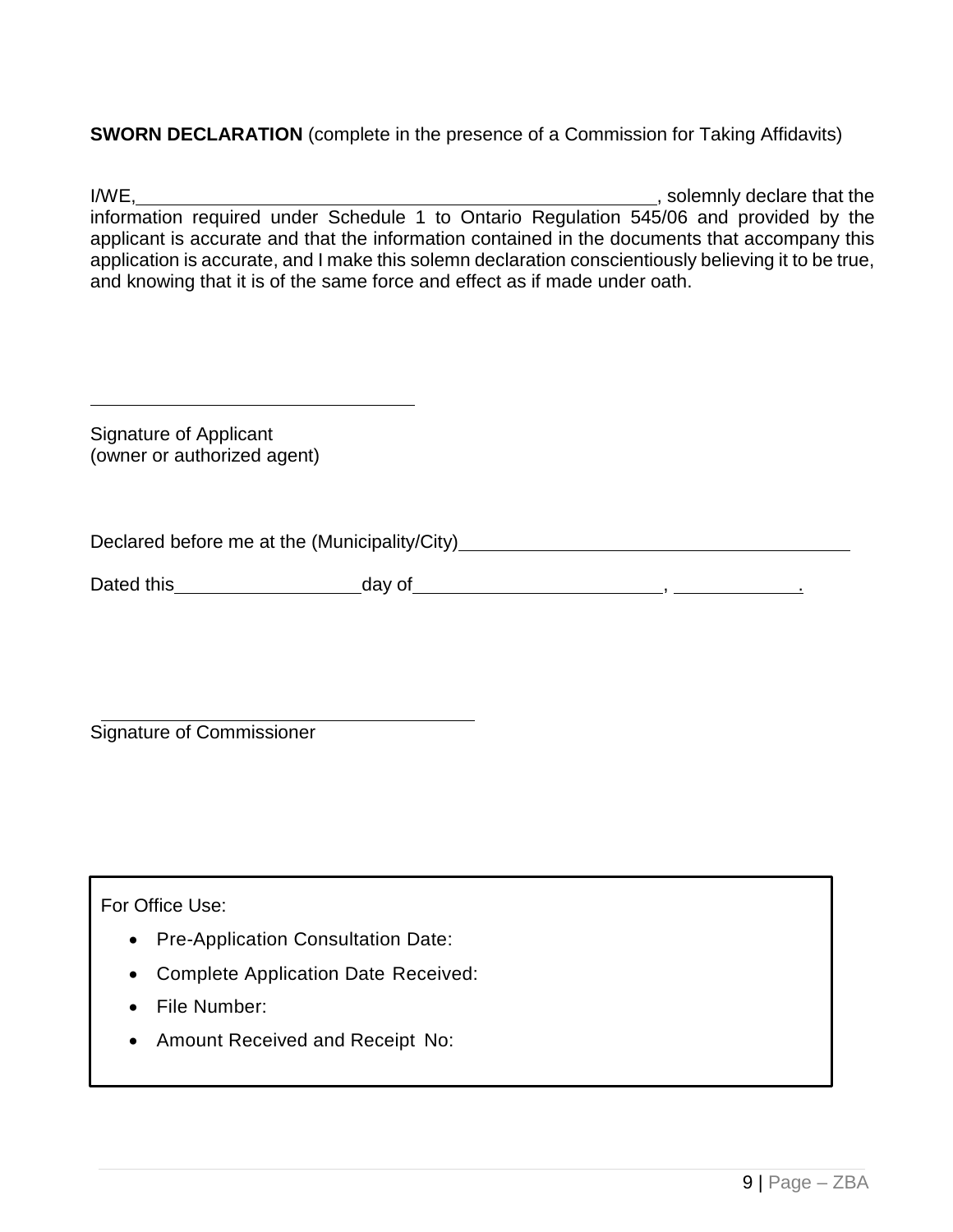**SWORN DECLARATION** (complete in the presence of a Commission for Taking Affidavits)

I/WE, \_\_\_\_\_\_\_\_\_\_\_\_\_\_\_\_\_\_\_\_\_\_\_\_\_\_\_\_\_\_\_\_\_\_\_\_\_\_\_\_\_\_\_\_\_\_\_\_, solemnly declare that the information required under Schedule 1 to Ontario Regulation 545/06 and provided by the applicant is accurate and that the information contained in the documents that accompany this application is accurate, and I make this solemn declaration conscientiously believing it to be true, and knowing that it is of the same force and effect as if made under oath.

\_\_\_\_\_\_\_\_\_\_\_\_\_\_\_\_\_\_\_\_\_\_\_\_\_\_\_\_\_\_\_\_

Signature of Applicant
(owner or authorized agent)

Declared before me at the (Municipality/City) \_\_\_\_\_\_\_\_\_\_\_\_\_\_\_\_\_\_\_\_\_\_\_\_\_\_\_\_\_\_\_\_\_\_\_\_

Dated this \_\_\_\_\_\_\_\_\_\_\_\_\_\_\_\_ day of \_\_\_\_\_\_\_\_\_\_\_\_\_\_\_\_\_\_\_\_\_\_, \_\_\_\_\_\_\_\_\_\_\_.

\_\_\_\_\_\_\_\_\_\_\_\_\_\_\_\_\_\_\_\_\_\_\_\_\_\_\_\_\_\_\_\_\_\_\_\_

Signature of Commissioner

For Office Use:

- Pre-Application Consultation Date:
- Complete Application Date Received:
- File Number:
- Amount Received and Receipt No: